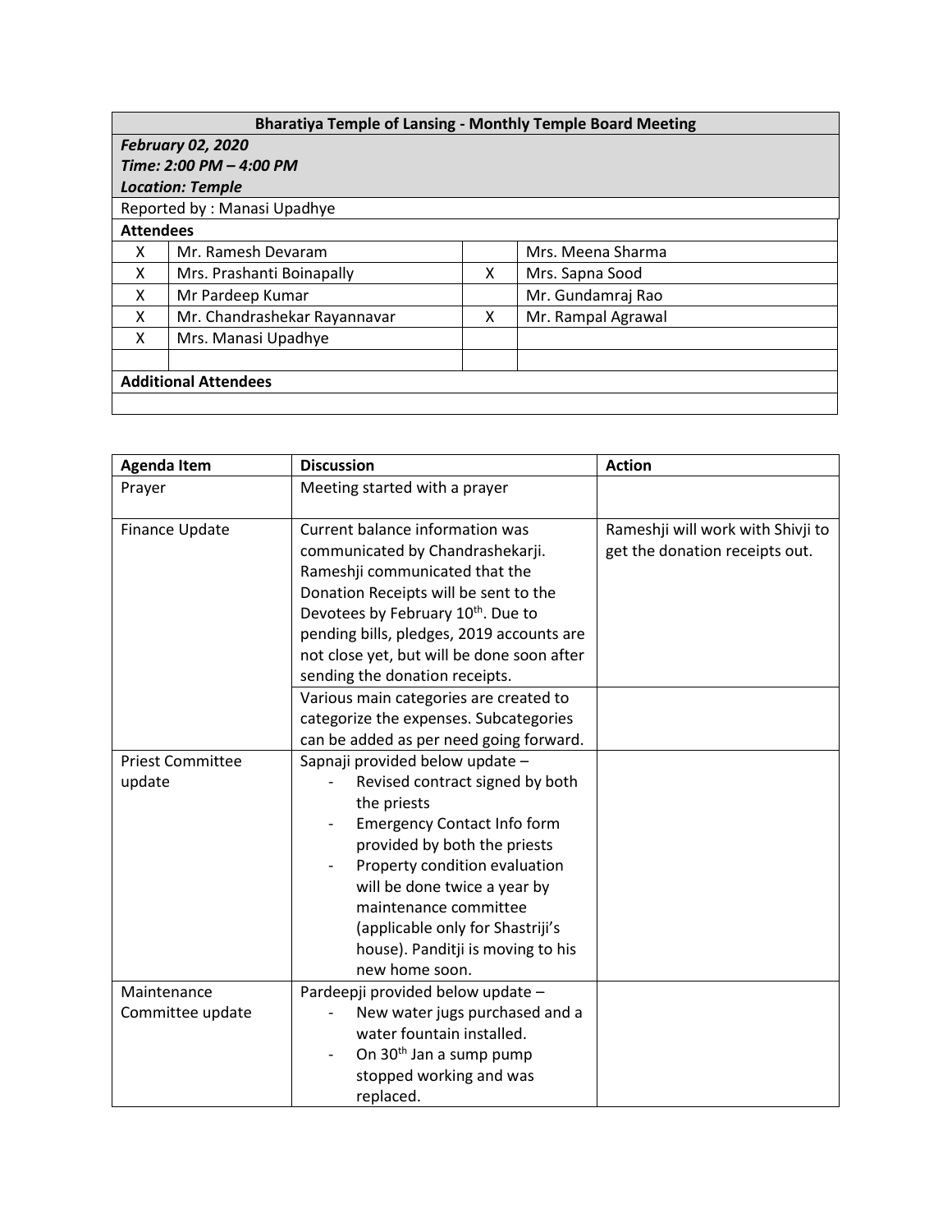| **Bharatiya Temple of Lansing - Monthly Temple Board Meeting** | | | |
|---|---|---|---|
| ***February 02, 2020*** <br> ***Time: 2:00 PM – 4:00 PM*** <br> ***Location: Temple*** | | | |
| Reported by : Manasi Upadhye | | | |
| **Attendees** | | | |
| X | Mr. Ramesh Devaram | | Mrs. Meena Sharma |
| X | Mrs. Prashanti Boinapally | X | Mrs. Sapna Sood |
| X | Mr Pardeep Kumar | | Mr. Gundamraj Rao |
| X | Mr. Chandrashekar Rayannavar | X | Mr. Rampal Agrawal |
| X | Mrs. Manasi Upadhye | | |
| | | | |
| **Additional Attendees** | | | |
| | | | |

| **Agenda Item** | **Discussion** | **Action** |
|---|---|---|
| Prayer | Meeting started with a prayer | |
| Finance Update | Current balance information was communicated by Chandrashekarji. Rameshji communicated that the Donation Receipts will be sent to the Devotees by February 10th. Due to pending bills, pledges, 2019 accounts are not close yet, but will be done soon after sending the donation receipts. | Rameshji will work with Shivji to get the donation receipts out. |
| | Various main categories are created to categorize the expenses. Subcategories can be added as per need going forward. | |
| Priest Committee update | Sapnaji provided below update – <br> - Revised contract signed by both the priests <br> - Emergency Contact Info form provided by both the priests <br> - Property condition evaluation will be done twice a year by maintenance committee (applicable only for Shastriji's house). Panditji is moving to his new home soon. | |
| Maintenance Committee update | Pardeepji provided below update – <br> - New water jugs purchased and a water fountain installed. <br> - On 30th Jan a sump pump stopped working and was replaced. | |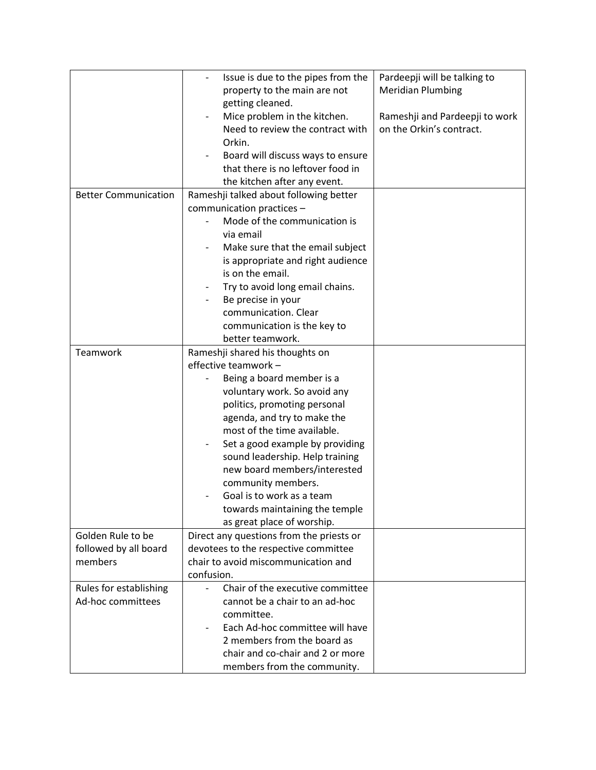| | | |
|---|---|---|
| | - Issue is due to the pipes from the property to the main are not getting cleaned.<br>- Mice problem in the kitchen. Need to review the contract with Orkin.<br>- Board will discuss ways to ensure that there is no leftover food in the kitchen after any event. | Pardeepji will be talking to Meridian Plumbing<br><br>Rameshji and Pardeepji to work on the Orkin's contract. |
| Better Communication | Rameshji talked about following better communication practices –<br>- Mode of the communication is via email<br>- Make sure that the email subject is appropriate and right audience is on the email.<br>- Try to avoid long email chains.<br>- Be precise in your communication. Clear communication is the key to better teamwork. | |
| Teamwork | Rameshji shared his thoughts on effective teamwork –<br>- Being a board member is a voluntary work. So avoid any politics, promoting personal agenda, and try to make the most of the time available.<br>- Set a good example by providing sound leadership. Help training new board members/interested community members.<br>- Goal is to work as a team towards maintaining the temple as great place of worship. | |
| Golden Rule to be followed by all board members | Direct any questions from the priests or devotees to the respective committee chair to avoid miscommunication and confusion. | |
| Rules for establishing Ad-hoc committees | - Chair of the executive committee cannot be a chair to an ad-hoc committee.<br>- Each Ad-hoc committee will have 2 members from the board as chair and co-chair and 2 or more members from the community. | |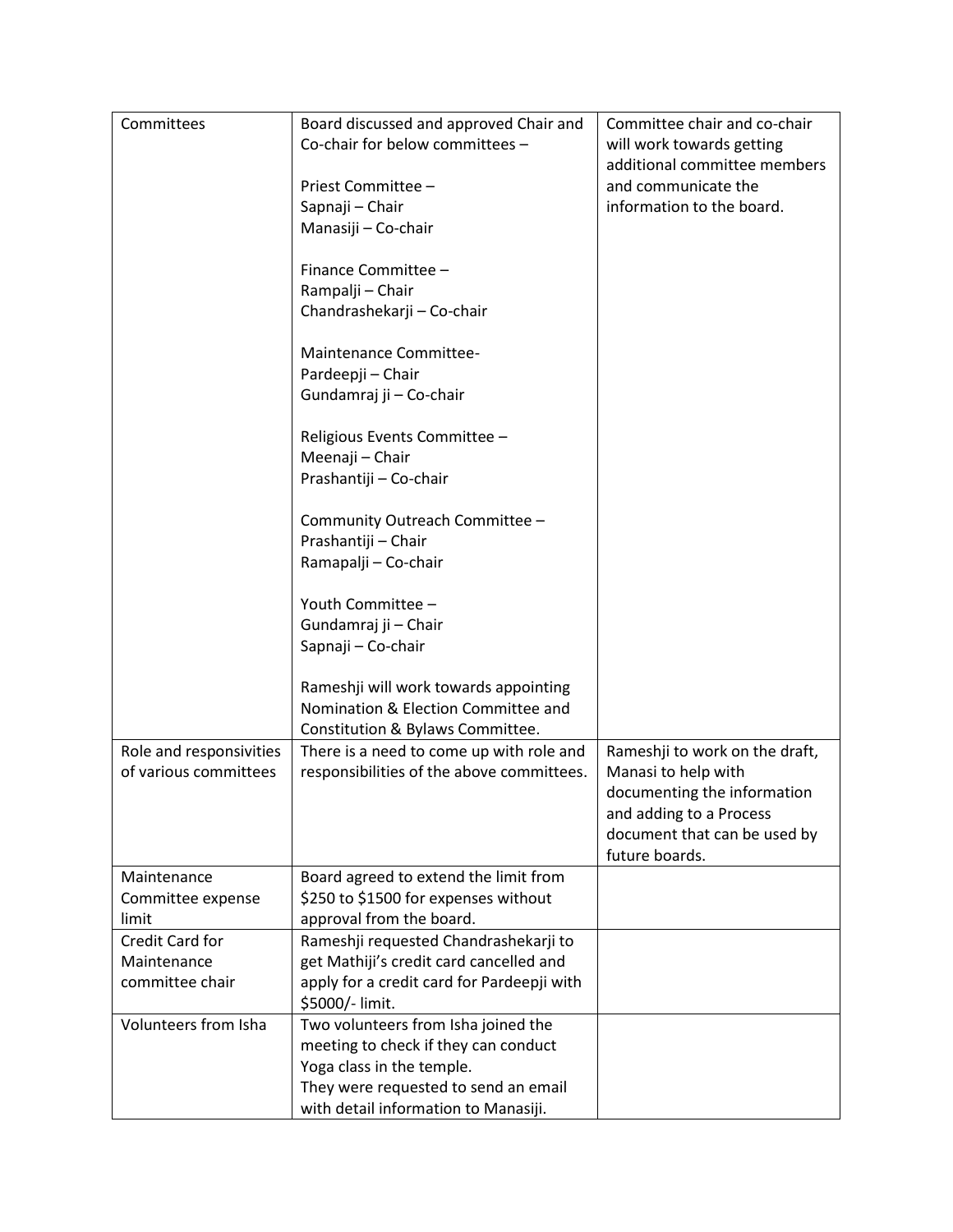| | | |
|---|---|---|
| Committees | Board discussed and approved Chair and Co-chair for below committees –<br><br>Priest Committee –<br>Sapnaji – Chair<br>Manasiji – Co-chair<br><br>Finance Committee –<br>Rampalji – Chair<br>Chandrashekarji – Co-chair<br><br>Maintenance Committee-<br>Pardeepji – Chair<br>Gundamraj ji – Co-chair<br><br>Religious Events Committee –<br>Meenaji – Chair<br>Prashantiji – Co-chair<br><br>Community Outreach Committee –<br>Prashantiji – Chair<br>Ramapalji – Co-chair<br><br>Youth Committee –<br>Gundamraj ji – Chair<br>Sapnaji – Co-chair<br><br>Rameshji will work towards appointing Nomination & Election Committee and Constitution & Bylaws Committee. | Committee chair and co-chair will work towards getting additional committee members and communicate the information to the board. |
| Role and responsivities of various committees | There is a need to come up with role and responsibilities of the above committees. | Rameshji to work on the draft, Manasi to help with documenting the information and adding to a Process document that can be used by future boards. |
| Maintenance Committee expense limit | Board agreed to extend the limit from $250 to $1500 for expenses without approval from the board. | |
| Credit Card for Maintenance committee chair | Rameshji requested Chandrashekarji to get Mathiji's credit card cancelled and apply for a credit card for Pardeepji with $5000/- limit. | |
| Volunteers from Isha | Two volunteers from Isha joined the meeting to check if they can conduct Yoga class in the temple.<br>They were requested to send an email with detail information to Manasiji. | |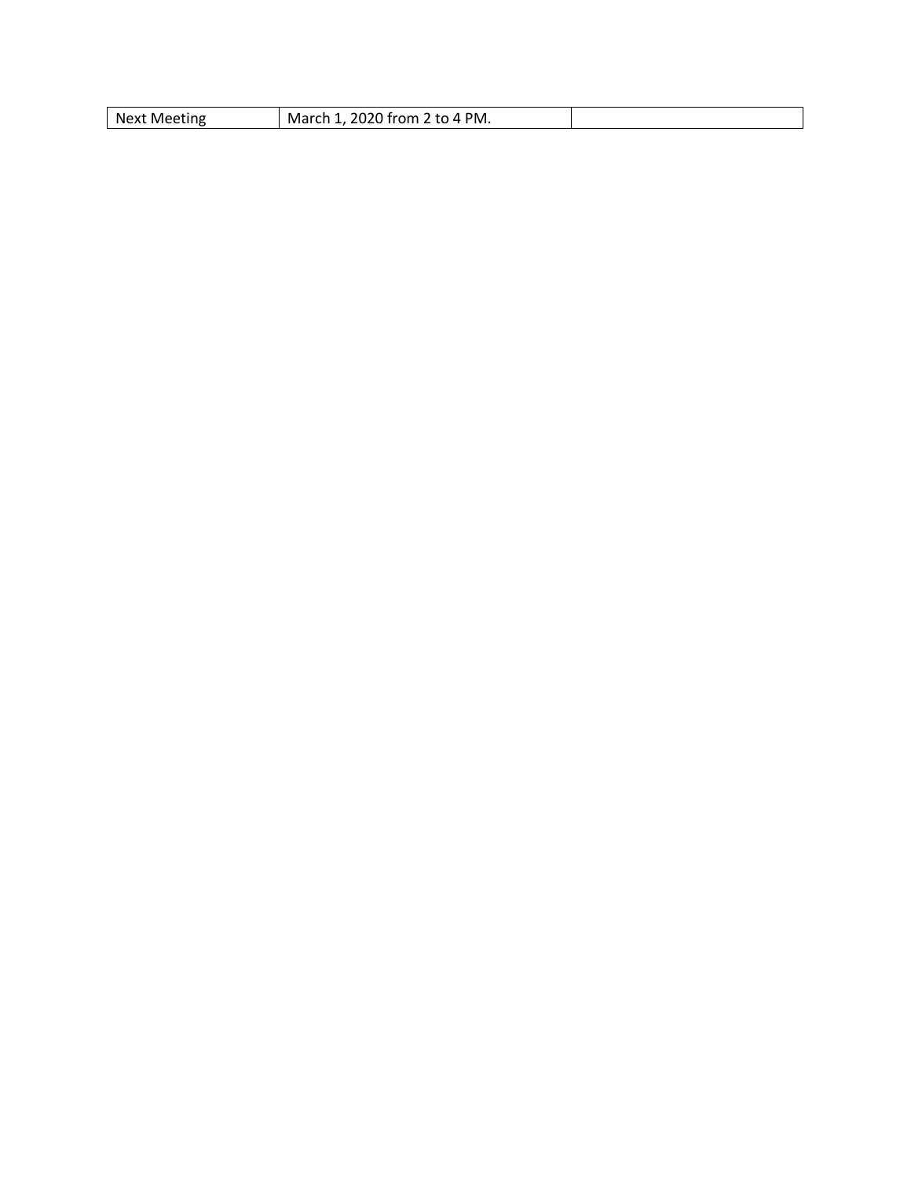| | | |
|---|---|---|
| Next Meeting | March 1, 2020 from 2 to 4 PM. | |